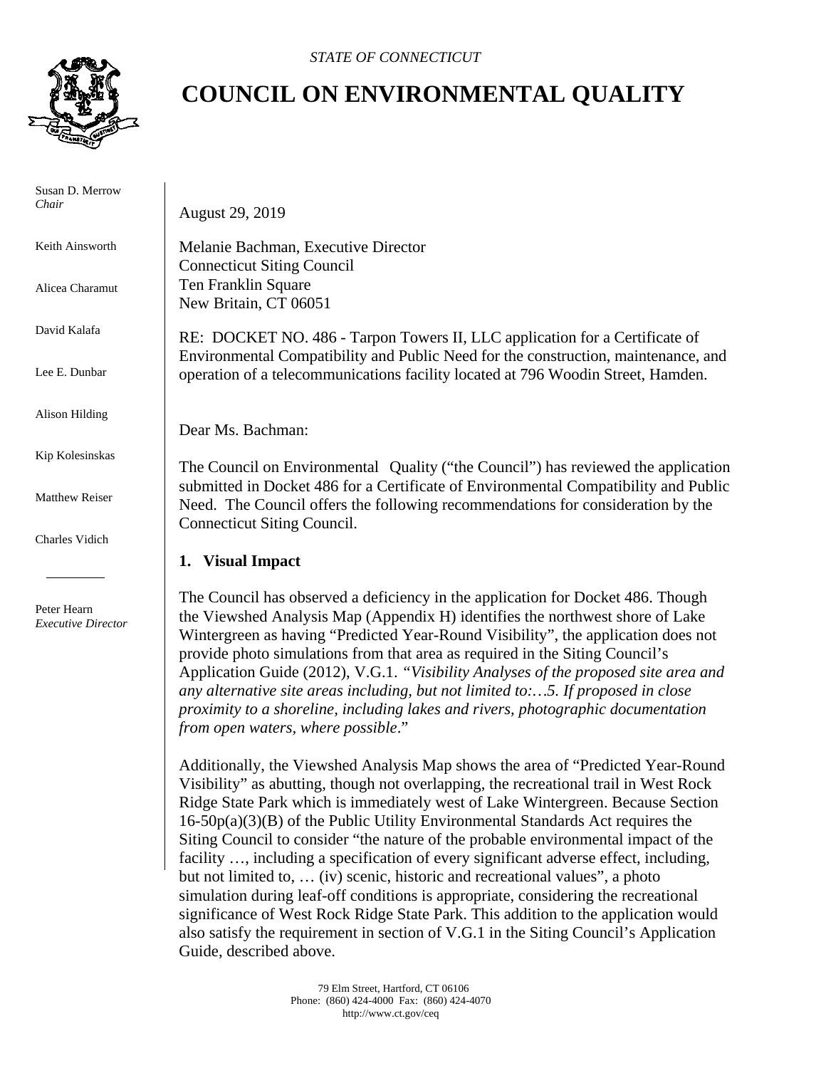*STATE OF CONNECTICUT*

# COUNCIL ON ENVIRONMENTAL QUALITY

Susan D. Merrow
*Chair*

Keith Ainsworth

Alicea Charamut

David Kalafa

Lee E. Dunbar

Alison Hilding

Kip Kolesinskas

Matthew Reiser

Charles Vidich

Peter Hearn
*Executive Director*

August 29, 2019

Melanie Bachman, Executive Director
Connecticut Siting Council
Ten Franklin Square
New Britain, CT 06051

RE: DOCKET NO. 486 - Tarpon Towers II, LLC application for a Certificate of Environmental Compatibility and Public Need for the construction, maintenance, and operation of a telecommunications facility located at 796 Woodin Street, Hamden.

Dear Ms. Bachman:

The Council on Environmental Quality ("the Council") has reviewed the application submitted in Docket 486 for a Certificate of Environmental Compatibility and Public Need. The Council offers the following recommendations for consideration by the Connecticut Siting Council.

**1. Visual Impact**

The Council has observed a deficiency in the application for Docket 486. Though the Viewshed Analysis Map (Appendix H) identifies the northwest shore of Lake Wintergreen as having "Predicted Year-Round Visibility", the application does not provide photo simulations from that area as required in the Siting Council's Application Guide (2012), V.G.1. *"Visibility Analyses of the proposed site area and any alternative site areas including, but not limited to:…5. If proposed in close proximity to a shoreline, including lakes and rivers, photographic documentation from open waters, where possible*."

Additionally, the Viewshed Analysis Map shows the area of "Predicted Year-Round Visibility" as abutting, though not overlapping, the recreational trail in West Rock Ridge State Park which is immediately west of Lake Wintergreen. Because Section 16-50p(a)(3)(B) of the Public Utility Environmental Standards Act requires the Siting Council to consider "the nature of the probable environmental impact of the facility …, including a specification of every significant adverse effect, including, but not limited to, … (iv) scenic, historic and recreational values", a photo simulation during leaf-off conditions is appropriate, considering the recreational significance of West Rock Ridge State Park. This addition to the application would also satisfy the requirement in section of V.G.1 in the Siting Council's Application Guide, described above.

79 Elm Street, Hartford, CT 06106
Phone: (860) 424-4000 Fax: (860) 424-4070
http://www.ct.gov/ceq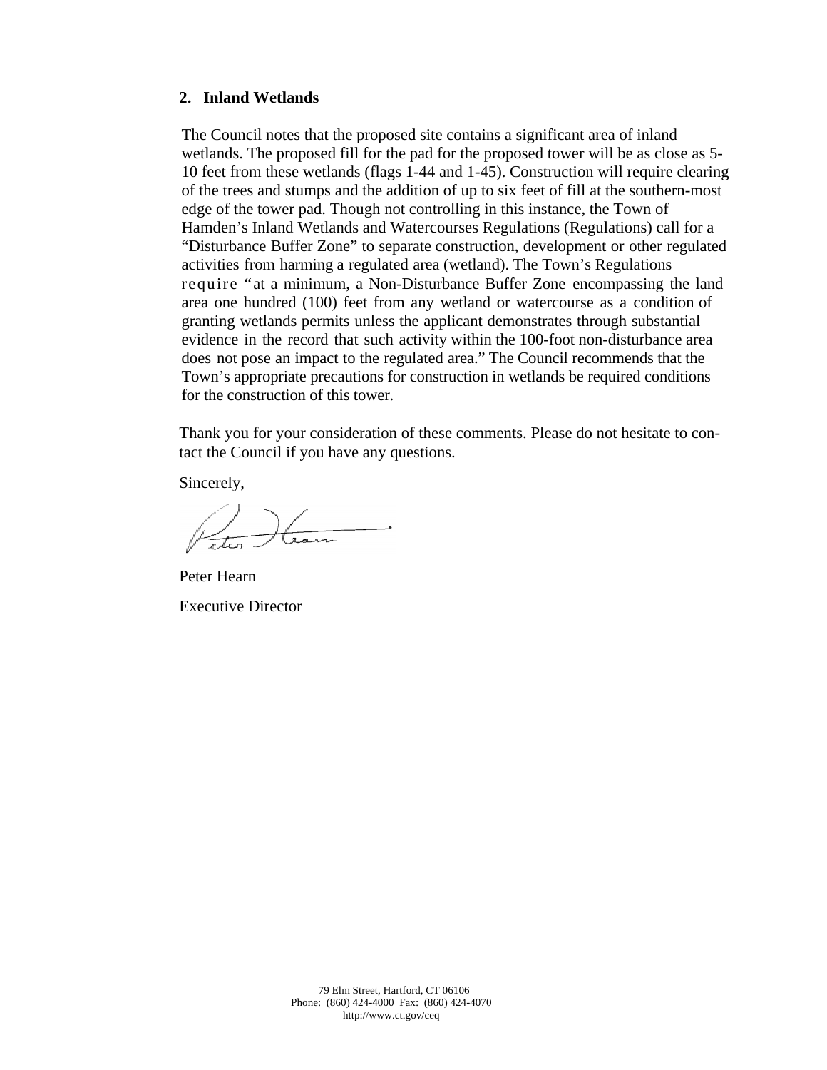## 2. Inland Wetlands

The Council notes that the proposed site contains a significant area of inland wetlands. The proposed fill for the pad for the proposed tower will be as close as 5-10 feet from these wetlands (flags 1-44 and 1-45). Construction will require clearing of the trees and stumps and the addition of up to six feet of fill at the southern-most edge of the tower pad. Though not controlling in this instance, the Town of Hamden's Inland Wetlands and Watercourses Regulations (Regulations) call for a "Disturbance Buffer Zone" to separate construction, development or other regulated activities from harming a regulated area (wetland). The Town's Regulations require "at a minimum, a Non-Disturbance Buffer Zone encompassing the land area one hundred (100) feet from any wetland or watercourse as a condition of granting wetlands permits unless the applicant demonstrates through substantial evidence in the record that such activity within the 100-foot non-disturbance area does not pose an impact to the regulated area." The Council recommends that the Town's appropriate precautions for construction in wetlands be required conditions for the construction of this tower.

Thank you for your consideration of these comments. Please do not hesitate to contact the Council if you have any questions.

Sincerely,

Peter Hearn

Executive Director

79 Elm Street, Hartford, CT 06106
Phone: (860) 424-4000 Fax: (860) 424-4070
http://www.ct.gov/ceq